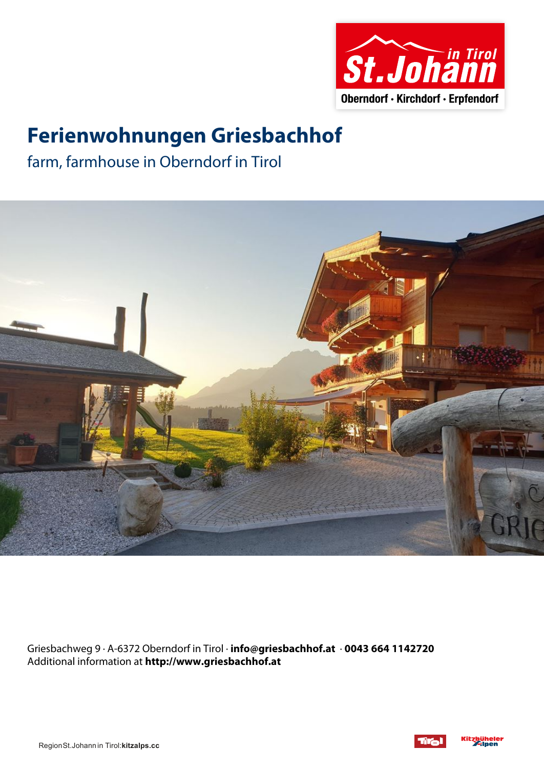# Ferienwohnungen Griesbachhof

farm, farmhouse in Oberndorf in Tirol

Griesbachweg 9 · A-6372 Oberndorf in Tirol · **info@griesbachhof.at** · **0043 664 1142720**
Additional information at **http://www.griesbachhof.at**

Region St.Johann in Tirol: **kitzalps.cc**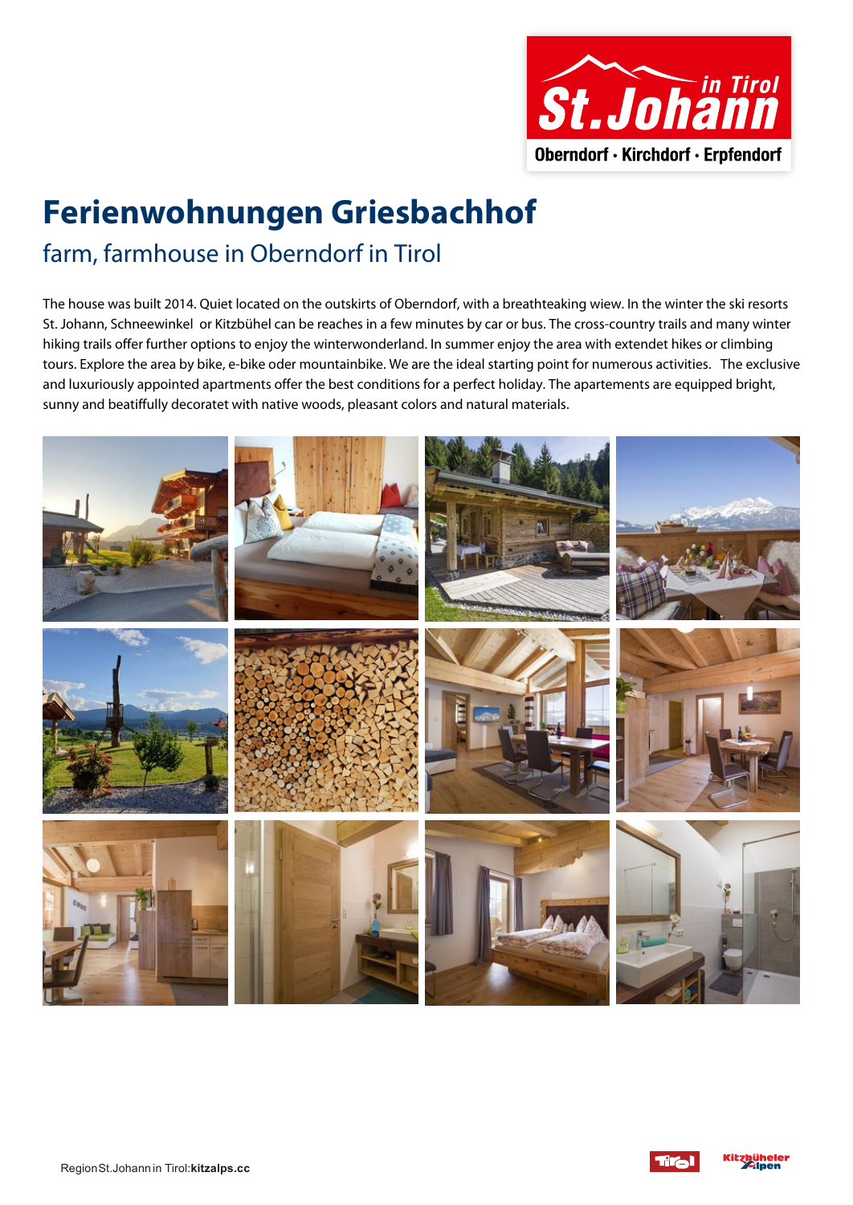# Ferienwohnungen Griesbachhof

## farm, farmhouse in Oberndorf in Tirol

The house was built 2014. Quiet located on the outskirts of Oberndorf, with a breathteaking wiew. In the winter the ski resorts St. Johann, Schneewinkel or Kitzbühel can be reaches in a few minutes by car or bus. The cross-country trails and many winter hiking trails offer further options to enjoy the winterwonderland. In summer enjoy the area with extendet hikes or climbing tours. Explore the area by bike, e-bike oder mountainbike. We are the ideal starting point for numerous activities. The exclusive and luxuriously appointed apartments offer the best conditions for a perfect holiday. The apartements are equipped bright, sunny and beatiffully decoratet with native woods, pleasant colors and natural materials.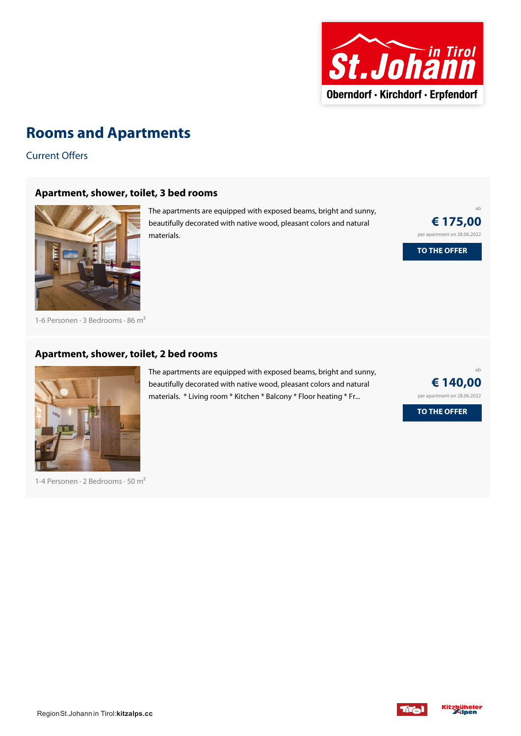# Rooms and Apartments

Current Offers

### Apartment, shower, toilet, 3 bed rooms

The apartments are equipped with exposed beams, bright and sunny, beautifully decorated with native wood, pleasant colors and natural materials.

ab

**€ 175,00**

per apartment on 28.06.2022

**TO THE OFFER**

1-6 Personen · 3 Bedrooms · 86 m²

### Apartment, shower, toilet, 2 bed rooms

The apartments are equipped with exposed beams, bright and sunny, beautifully decorated with native wood, pleasant colors and natural materials.  * Living room * Kitchen * Balcony * Floor heating * Fr...

ab

**€ 140,00**

per apartment on 28.06.2022

**TO THE OFFER**

1-4 Personen · 2 Bedrooms · 50 m²

Region St.Johann in Tirol: **kitzalps.cc**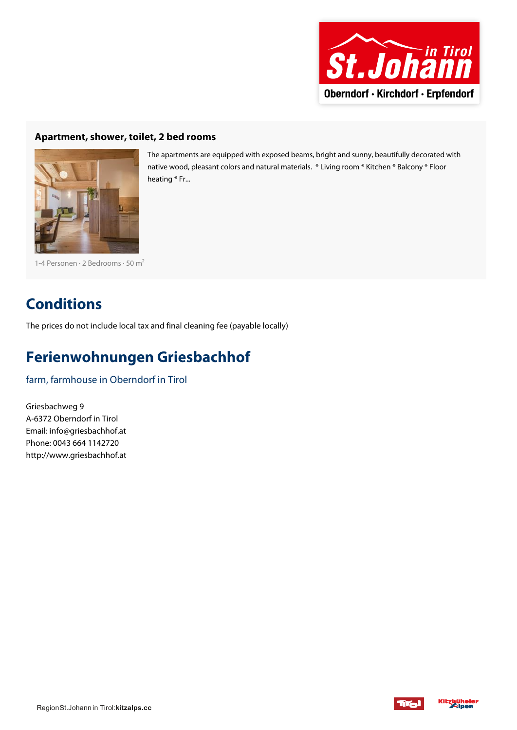### Apartment, shower, toilet, 2 bed rooms

The apartments are equipped with exposed beams, bright and sunny, beautifully decorated with native wood, pleasant colors and natural materials.  * Living room * Kitchen * Balcony * Floor heating * Fr...

1-4 Personen · 2 Bedrooms · 50 m²

## Conditions

The prices do not include local tax and final cleaning fee (payable locally)

## Ferienwohnungen Griesbachhof

farm, farmhouse in Oberndorf in Tirol

Griesbachweg 9
A-6372 Oberndorf in Tirol
Email: info@griesbachhof.at
Phone: 0043 664 1142720
http://www.griesbachhof.at